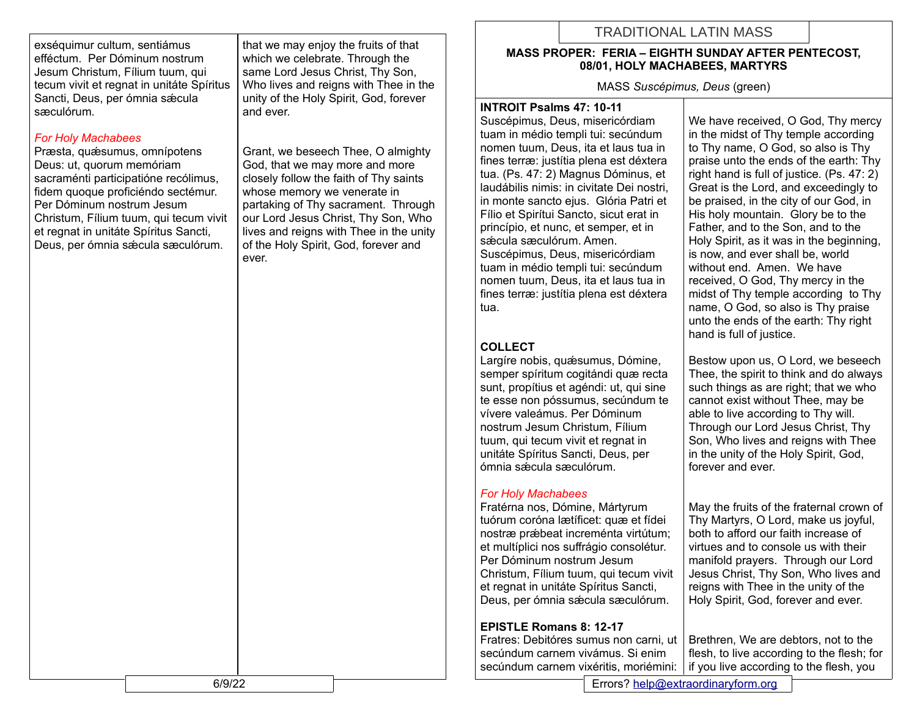exséquimur cultum, sentiámus efféctum. Per Dóminum nostrum Jesum Christum, Fílium tuum, qui tecum vivit et regnat in unitáte Spíritus Sancti, Deus, per ómnia sǽcula sæculórum.

that we may enjoy the fruits of that which we celebrate. Through the same Lord Jesus Christ, Thy Son, Who lives and reigns with Thee in the unity of the Holy Spirit, God, forever and ever.

*For Holy Machabees*

Præsta, quǽsumus, omnípotens Deus: ut, quorum memóriam sacraménti participatióne recólimus, fidem quoque proficiéndo sectémur. Per Dóminum nostrum Jesum Christum, Fílium tuum, qui tecum vivit et regnat in unitáte Spíritus Sancti, Deus, per ómnia sǽcula sæculórum.

Grant, we beseech Thee, O almighty God, that we may more and more closely follow the faith of Thy saints whose memory we venerate in partaking of Thy sacrament. Through our Lord Jesus Christ, Thy Son, Who lives and reigns with Thee in the unity of the Holy Spirit, God, forever and ever.

# TRADITIONAL LATIN MASS

**MASS PROPER: FERIA – EIGHTH SUNDAY AFTER PENTECOST, 08/01, HOLY MACHABEES, MARTYRS**

MASS *Suscépimus, Deus* (green)

**INTROIT Psalms 47: 10-11**

Suscépimus, Deus, misericórdiam tuam in médio templi tui: secúndum nomen tuum, Deus, ita et laus tua in fines terræ: justítia plena est déxtera tua. (Ps. 47: 2) Magnus Dóminus, et laudábilis nimis: in civitate Dei nostri, in monte sancto ejus. Glória Patri et Fílio et Spirítui Sancto, sicut erat in princípio, et nunc, et semper, et in sǽcula sæculórum. Amen. Suscépimus, Deus, misericórdiam tuam in médio templi tui: secúndum nomen tuum, Deus, ita et laus tua in fines terræ: justítia plena est déxtera tua.

We have received, O God, Thy mercy in the midst of Thy temple according to Thy name, O God, so also is Thy praise unto the ends of the earth: Thy right hand is full of justice. (Ps. 47: 2) Great is the Lord, and exceedingly to be praised, in the city of our God, in His holy mountain. Glory be to the Father, and to the Son, and to the Holy Spirit, as it was in the beginning, is now, and ever shall be, world without end. Amen. We have received, O God, Thy mercy in the midst of Thy temple according to Thy name, O God, so also is Thy praise unto the ends of the earth: Thy right hand is full of justice.

**COLLECT**

Largíre nobis, quǽsumus, Dómine, semper spíritum cogitándi quæ recta sunt, propítius et agéndi: ut, qui sine te esse non póssumus, secúndum te vívere valeámus. Per Dóminum nostrum Jesum Christum, Fílium tuum, qui tecum vivit et regnat in unitáte Spíritus Sancti, Deus, per ómnia sǽcula sæculórum.

Bestow upon us, O Lord, we beseech Thee, the spirit to think and do always such things as are right; that we who cannot exist without Thee, may be able to live according to Thy will. Through our Lord Jesus Christ, Thy Son, Who lives and reigns with Thee in the unity of the Holy Spirit, God, forever and ever.

*For Holy Machabees*

Fratérna nos, Dómine, Mártyrum tuórum coróna lætíficet: quæ et fídei nostræ prǽbeat increménta virtútum; et multíplici nos suffrágio consolétur. Per Dóminum nostrum Jesum Christum, Fílium tuum, qui tecum vivit et regnat in unitáte Spíritus Sancti, Deus, per ómnia sǽcula sæculórum.

May the fruits of the fraternal crown of Thy Martyrs, O Lord, make us joyful, both to afford our faith increase of virtues and to console us with their manifold prayers. Through our Lord Jesus Christ, Thy Son, Who lives and reigns with Thee in the unity of the Holy Spirit, God, forever and ever.

**EPISTLE Romans 8: 12-17**

Fratres: Debitóres sumus non carni, ut secúndum carnem vivámus. Si enim secúndum carnem vixéritis, moriémini:

Brethren, We are debtors, not to the flesh, to live according to the flesh; for if you live according to the flesh, you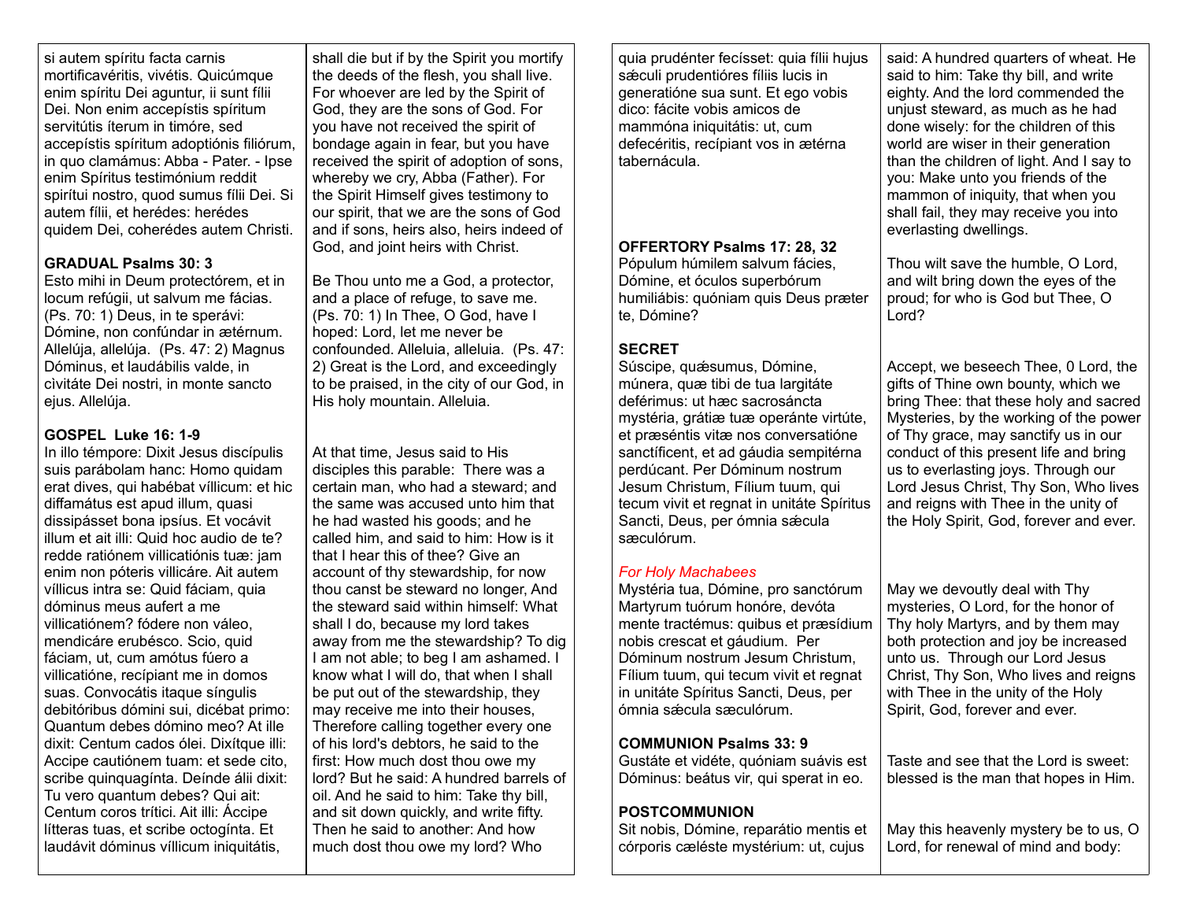si autem spíritu facta carnis mortificavéritis, vivétis. Quicúmque enim spíritu Dei aguntur, ii sunt fílii Dei. Non enim accepístis spíritum servitútis íterum in timóre, sed accepístis spíritum adoptiónis filiórum, in quo clamámus: Abba - Pater. - Ipse enim Spíritus testimónium reddit spirítui nostro, quod sumus fílii Dei. Si autem fílii, et herédes: herédes quidem Dei, coherédes autem Christi.

shall die but if by the Spirit you mortify the deeds of the flesh, you shall live. For whoever are led by the Spirit of God, they are the sons of God. For you have not received the spirit of bondage again in fear, but you have received the spirit of adoption of sons, whereby we cry, Abba (Father). For the Spirit Himself gives testimony to our spirit, that we are the sons of God and if sons, heirs also, heirs indeed of God, and joint heirs with Christ.

**GRADUAL Psalms 30: 3**

Esto mihi in Deum protectórem, et in locum refúgii, ut salvum me fácias. (Ps. 70: 1) Deus, in te sperávi: Dómine, non confúndar in ætérnum. Allelúja, allelúja. (Ps. 47: 2) Magnus Dóminus, et laudábilis valde, in cìvitáte Dei nostri, in monte sancto ejus. Allelúja.

Be Thou unto me a God, a protector, and a place of refuge, to save me. (Ps. 70: 1) In Thee, O God, have I hoped: Lord, let me never be confounded. Alleluia, alleluia. (Ps. 47: 2) Great is the Lord, and exceedingly to be praised, in the city of our God, in His holy mountain. Alleluia.

**GOSPEL Luke 16: 1-9**

In illo témpore: Dixit Jesus discípulis suis parábolam hanc: Homo quidam erat dives, qui habébat víllicum: et hic diffamátus est apud illum, quasi dissipásset bona ipsíus. Et vocávit illum et ait illi: Quid hoc audio de te? redde ratiónem villicatiónis tuæ: jam enim non póteris villicáre. Ait autem víllicus intra se: Quid fáciam, quia dóminus meus aufert a me villicatiónem? fódere non váleo, mendicáre erubésco. Scio, quid fáciam, ut, cum amótus fúero a villicatióne, recípiant me in domos suas. Convocátis itaque síngulis debitóribus dómini sui, dicébat primo: Quantum debes dómino meo? At ille dixit: Centum cados ólei. Dixítque illi: Accipe cautiónem tuam: et sede cito, scribe quinquagínta. Deínde álii dixit: Tu vero quantum debes? Qui ait: Centum coros trítici. Ait illi: Áccipe lítteras tuas, et scribe octogínta. Et laudávit dóminus víllicum iniquitátis, quia prudénter fecísset: quia fílii hujus sǽculi prudentióres fíliis lucis in generatióne sua sunt. Et ego vobis dico: fácite vobis amicos de mammóna iniquitátis: ut, cum defecéritis, recípiant vos in ætérna tabernácula.

At that time, Jesus said to His disciples this parable: There was a certain man, who had a steward; and the same was accused unto him that he had wasted his goods; and he called him, and said to him: How is it that I hear this of thee? Give an account of thy stewardship, for now thou canst be steward no longer, And the steward said within himself: What shall I do, because my lord takes away from me the stewardship? To dig I am not able; to beg I am ashamed. I know what I will do, that when I shall be put out of the stewardship, they may receive me into their houses, Therefore calling together every one of his lord's debtors, he said to the first: How much dost thou owe my lord? But he said: A hundred barrels of oil. And he said to him: Take thy bill, and sit down quickly, and write fifty. Then he said to another: And how much dost thou owe my lord? Who said: A hundred quarters of wheat. He said to him: Take thy bill, and write eighty. And the lord commended the unjust steward, as much as he had done wisely: for the children of this world are wiser in their generation than the children of light. And I say to you: Make unto you friends of the mammon of iniquity, that when you shall fail, they may receive you into everlasting dwellings.

**OFFERTORY Psalms 17: 28, 32**

Pópulum húmilem salvum fácies, Dómine, et óculos superbórum humiliábis: quóniam quis Deus præter te, Dómine?

Thou wilt save the humble, O Lord, and wilt bring down the eyes of the proud; for who is God but Thee, O Lord?

**SECRET**

Súscipe, quǽsumus, Dómine, múnera, quæ tibi de tua largitáte deférimus: ut hæc sacrosáncta mystéria, grátiæ tuæ operánte virtúte, et præséntis vitæ nos conversatióne sanctíficent, et ad gáudia sempitérna perdúcant. Per Dóminum nostrum Jesum Christum, Fílium tuum, qui tecum vivit et regnat in unitáte Spíritus Sancti, Deus, per ómnia sǽcula sæculórum.

Accept, we beseech Thee, 0 Lord, the gifts of Thine own bounty, which we bring Thee: that these holy and sacred Mysteries, by the working of the power of Thy grace, may sanctify us in our conduct of this present life and bring us to everlasting joys. Through our Lord Jesus Christ, Thy Son, Who lives and reigns with Thee in the unity of the Holy Spirit, God, forever and ever.

*For Holy Machabees*

Mystéria tua, Dómine, pro sanctórum Martyrum tuórum honóre, devóta mente tractémus: quibus et præsídium nobis crescat et gáudium. Per Dóminum nostrum Jesum Christum, Fílium tuum, qui tecum vivit et regnat in unitáte Spíritus Sancti, Deus, per ómnia sǽcula sæculórum.

May we devoutly deal with Thy mysteries, O Lord, for the honor of Thy holy Martyrs, and by them may both protection and joy be increased unto us. Through our Lord Jesus Christ, Thy Son, Who lives and reigns with Thee in the unity of the Holy Spirit, God, forever and ever.

**COMMUNION Psalms 33: 9**

Gustáte et vidéte, quóniam suávis est Dóminus: beátus vir, qui sperat in eo.

Taste and see that the Lord is sweet: blessed is the man that hopes in Him.

**POSTCOMMUNION**

Sit nobis, Dómine, reparátio mentis et córporis cæléste mystérium: ut, cujus

May this heavenly mystery be to us, O Lord, for renewal of mind and body: